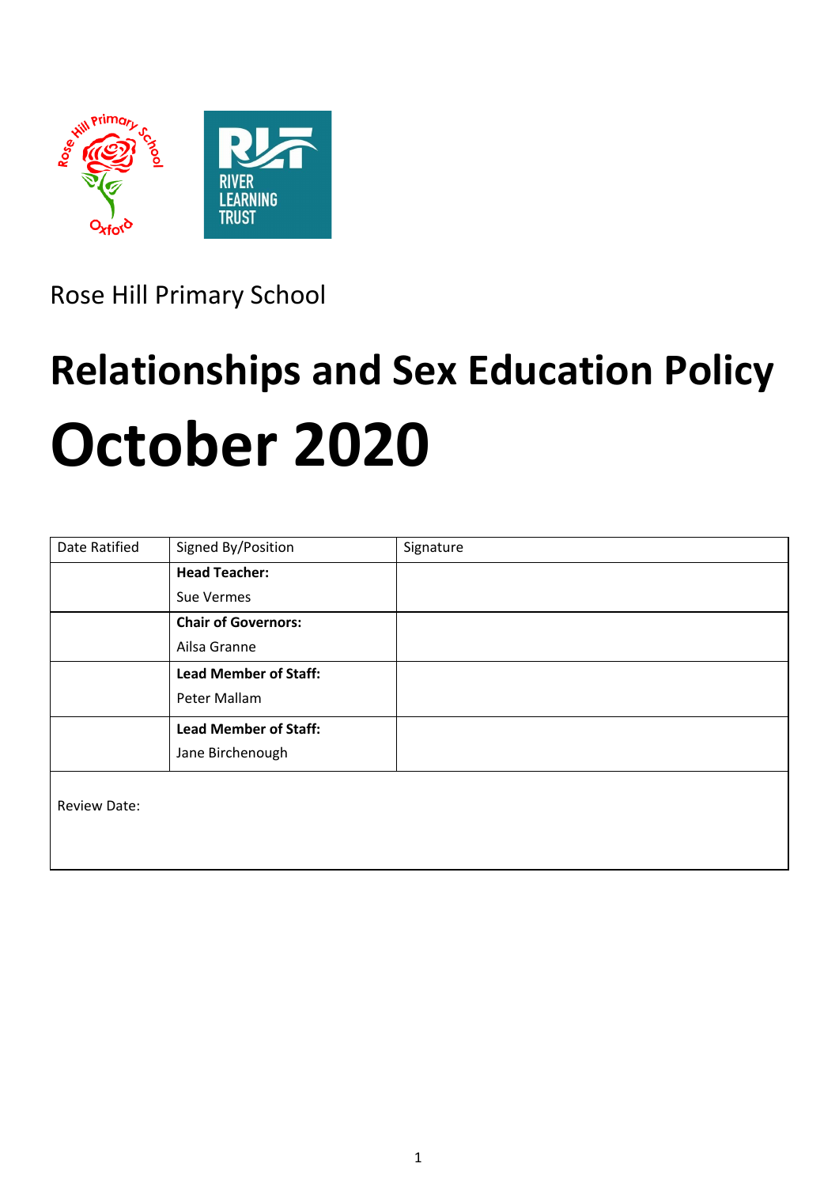Rose Hill Primary School

# Relationships and Sex Education Policy

# October 2020

| Date Ratified | Signed By/Position | Signature |
|---|---|---|
| | **Head Teacher:** Sue Vermes | |
| | **Chair of Governors:** Ailsa Granne | |
| | **Lead Member of Staff:** Peter Mallam | |
| | **Lead Member of Staff:** Jane Birchenough | |
| Review Date: | | |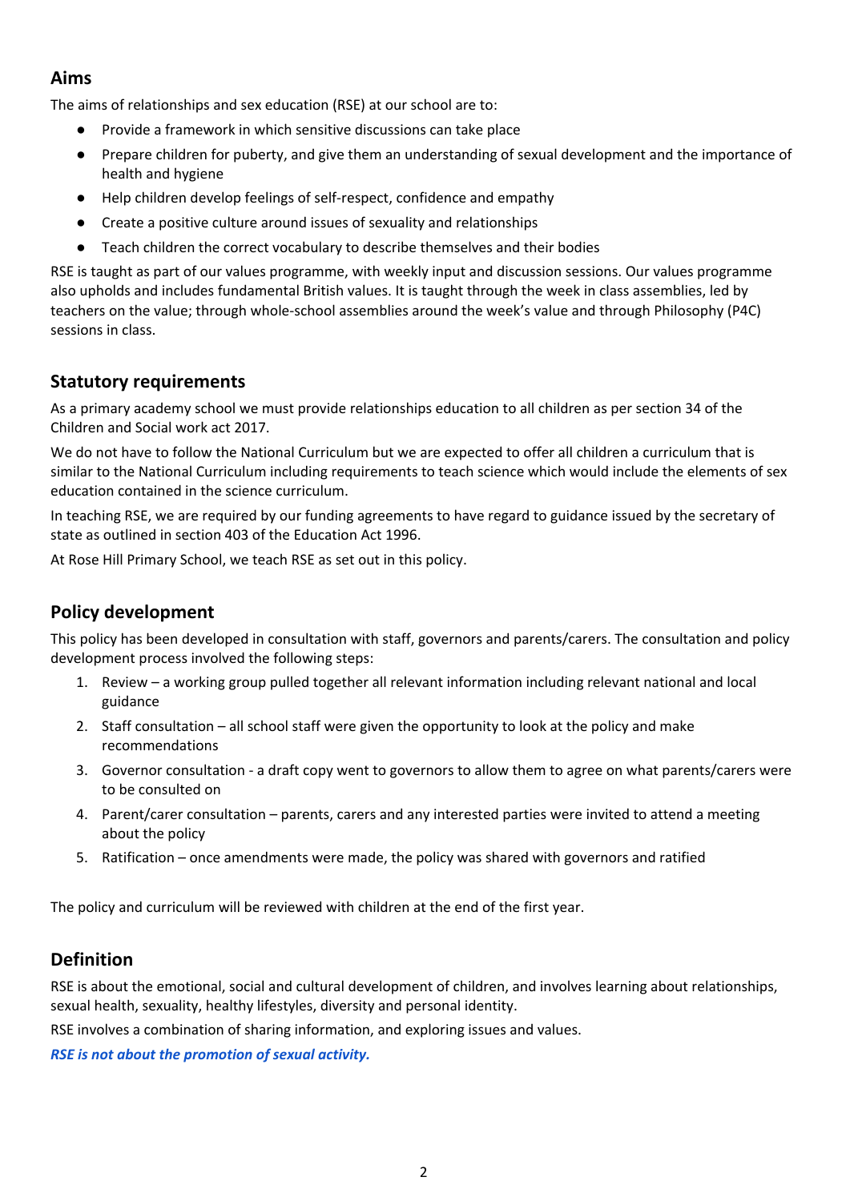## Aims

The aims of relationships and sex education (RSE) at our school are to:

- Provide a framework in which sensitive discussions can take place
- Prepare children for puberty, and give them an understanding of sexual development and the importance of health and hygiene
- Help children develop feelings of self-respect, confidence and empathy
- Create a positive culture around issues of sexuality and relationships
- Teach children the correct vocabulary to describe themselves and their bodies

RSE is taught as part of our values programme, with weekly input and discussion sessions. Our values programme also upholds and includes fundamental British values. It is taught through the week in class assemblies, led by teachers on the value; through whole-school assemblies around the week's value and through Philosophy (P4C) sessions in class.

## Statutory requirements

As a primary academy school we must provide relationships education to all children as per section 34 of the Children and Social work act 2017.

We do not have to follow the National Curriculum but we are expected to offer all children a curriculum that is similar to the National Curriculum including requirements to teach science which would include the elements of sex education contained in the science curriculum.

In teaching RSE, we are required by our funding agreements to have regard to guidance issued by the secretary of state as outlined in section 403 of the Education Act 1996.

At Rose Hill Primary School, we teach RSE as set out in this policy.

## Policy development

This policy has been developed in consultation with staff, governors and parents/carers. The consultation and policy development process involved the following steps:

1. Review – a working group pulled together all relevant information including relevant national and local guidance
2. Staff consultation – all school staff were given the opportunity to look at the policy and make recommendations
3. Governor consultation - a draft copy went to governors to allow them to agree on what parents/carers were to be consulted on
4. Parent/carer consultation – parents, carers and any interested parties were invited to attend a meeting about the policy
5. Ratification – once amendments were made, the policy was shared with governors and ratified

The policy and curriculum will be reviewed with children at the end of the first year.

## Definition

RSE is about the emotional, social and cultural development of children, and involves learning about relationships, sexual health, sexuality, healthy lifestyles, diversity and personal identity.

RSE involves a combination of sharing information, and exploring issues and values.

***RSE is not about the promotion of sexual activity.***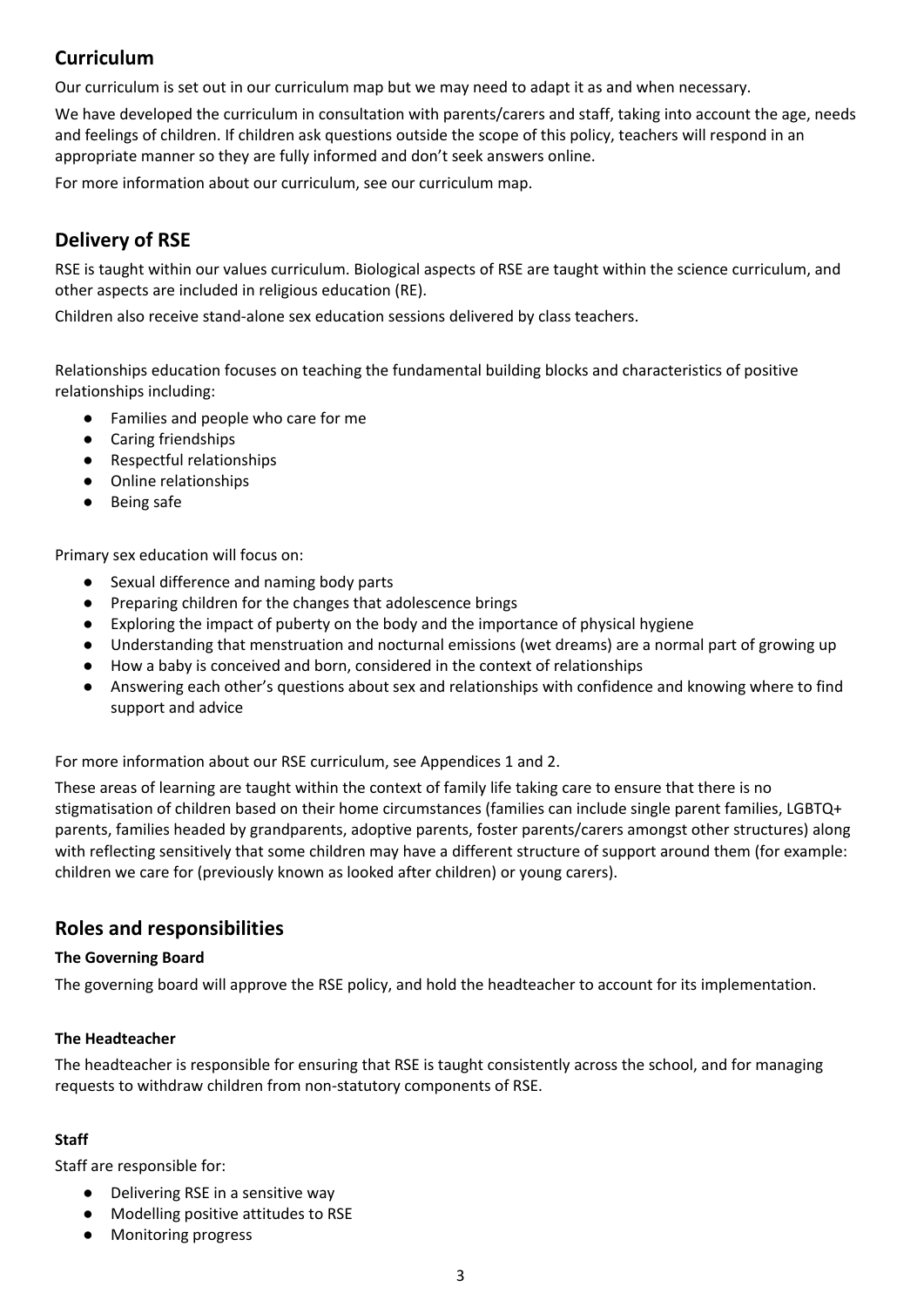## Curriculum

Our curriculum is set out in our curriculum map but we may need to adapt it as and when necessary.

We have developed the curriculum in consultation with parents/carers and staff, taking into account the age, needs and feelings of children. If children ask questions outside the scope of this policy, teachers will respond in an appropriate manner so they are fully informed and don't seek answers online.

For more information about our curriculum, see our curriculum map.

## Delivery of RSE

RSE is taught within our values curriculum. Biological aspects of RSE are taught within the science curriculum, and other aspects are included in religious education (RE).

Children also receive stand-alone sex education sessions delivered by class teachers.

Relationships education focuses on teaching the fundamental building blocks and characteristics of positive relationships including:

- Families and people who care for me
- Caring friendships
- Respectful relationships
- Online relationships
- Being safe

Primary sex education will focus on:

- Sexual difference and naming body parts
- Preparing children for the changes that adolescence brings
- Exploring the impact of puberty on the body and the importance of physical hygiene
- Understanding that menstruation and nocturnal emissions (wet dreams) are a normal part of growing up
- How a baby is conceived and born, considered in the context of relationships
- Answering each other's questions about sex and relationships with confidence and knowing where to find support and advice

For more information about our RSE curriculum, see Appendices 1 and 2.

These areas of learning are taught within the context of family life taking care to ensure that there is no stigmatisation of children based on their home circumstances (families can include single parent families, LGBTQ+ parents, families headed by grandparents, adoptive parents, foster parents/carers amongst other structures) along with reflecting sensitively that some children may have a different structure of support around them (for example: children we care for (previously known as looked after children) or young carers).

## Roles and responsibilities

### The Governing Board

The governing board will approve the RSE policy, and hold the headteacher to account for its implementation.

### The Headteacher

The headteacher is responsible for ensuring that RSE is taught consistently across the school, and for managing requests to withdraw children from non-statutory components of RSE.

### Staff

Staff are responsible for:

- Delivering RSE in a sensitive way
- Modelling positive attitudes to RSE
- Monitoring progress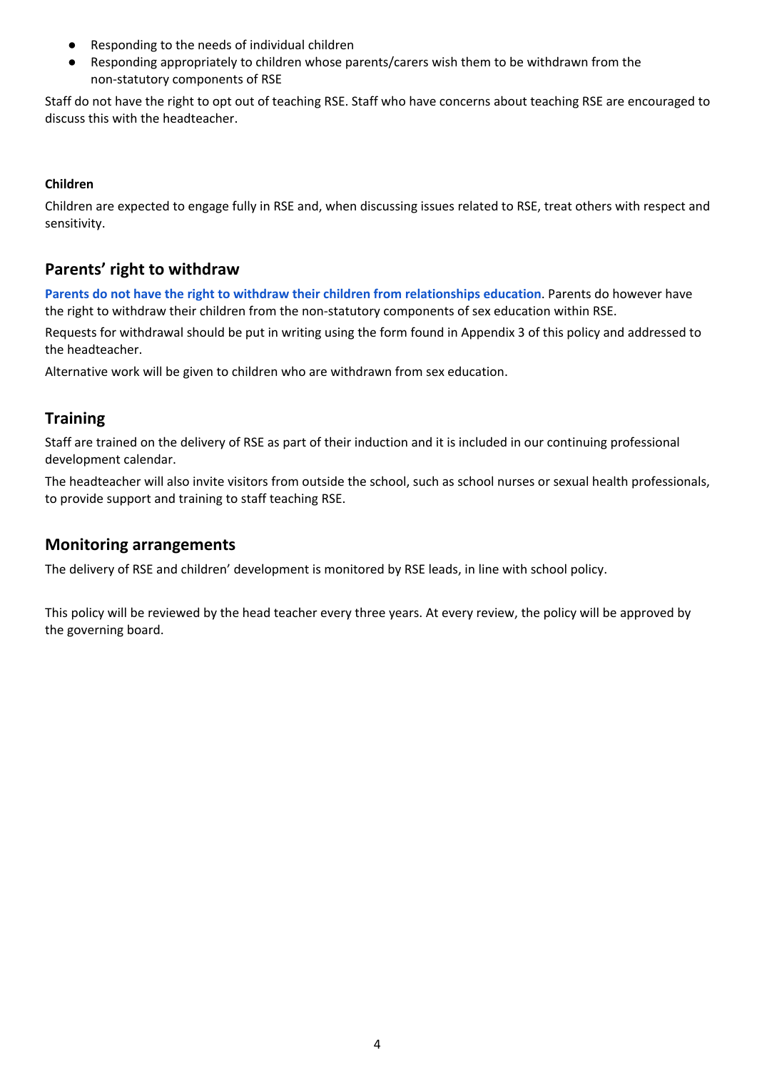- Responding to the needs of individual children
- Responding appropriately to children whose parents/carers wish them to be withdrawn from the non-statutory components of RSE

Staff do not have the right to opt out of teaching RSE. Staff who have concerns about teaching RSE are encouraged to discuss this with the headteacher.

#### Children

Children are expected to engage fully in RSE and, when discussing issues related to RSE, treat others with respect and sensitivity.

## Parents' right to withdraw

**Parents do not have the right to withdraw their children from relationships education**. Parents do however have the right to withdraw their children from the non-statutory components of sex education within RSE.

Requests for withdrawal should be put in writing using the form found in Appendix 3 of this policy and addressed to the headteacher.

Alternative work will be given to children who are withdrawn from sex education.

## Training

Staff are trained on the delivery of RSE as part of their induction and it is included in our continuing professional development calendar.

The headteacher will also invite visitors from outside the school, such as school nurses or sexual health professionals, to provide support and training to staff teaching RSE.

## Monitoring arrangements

The delivery of RSE and children' development is monitored by RSE leads, in line with school policy.

This policy will be reviewed by the head teacher every three years. At every review, the policy will be approved by the governing board.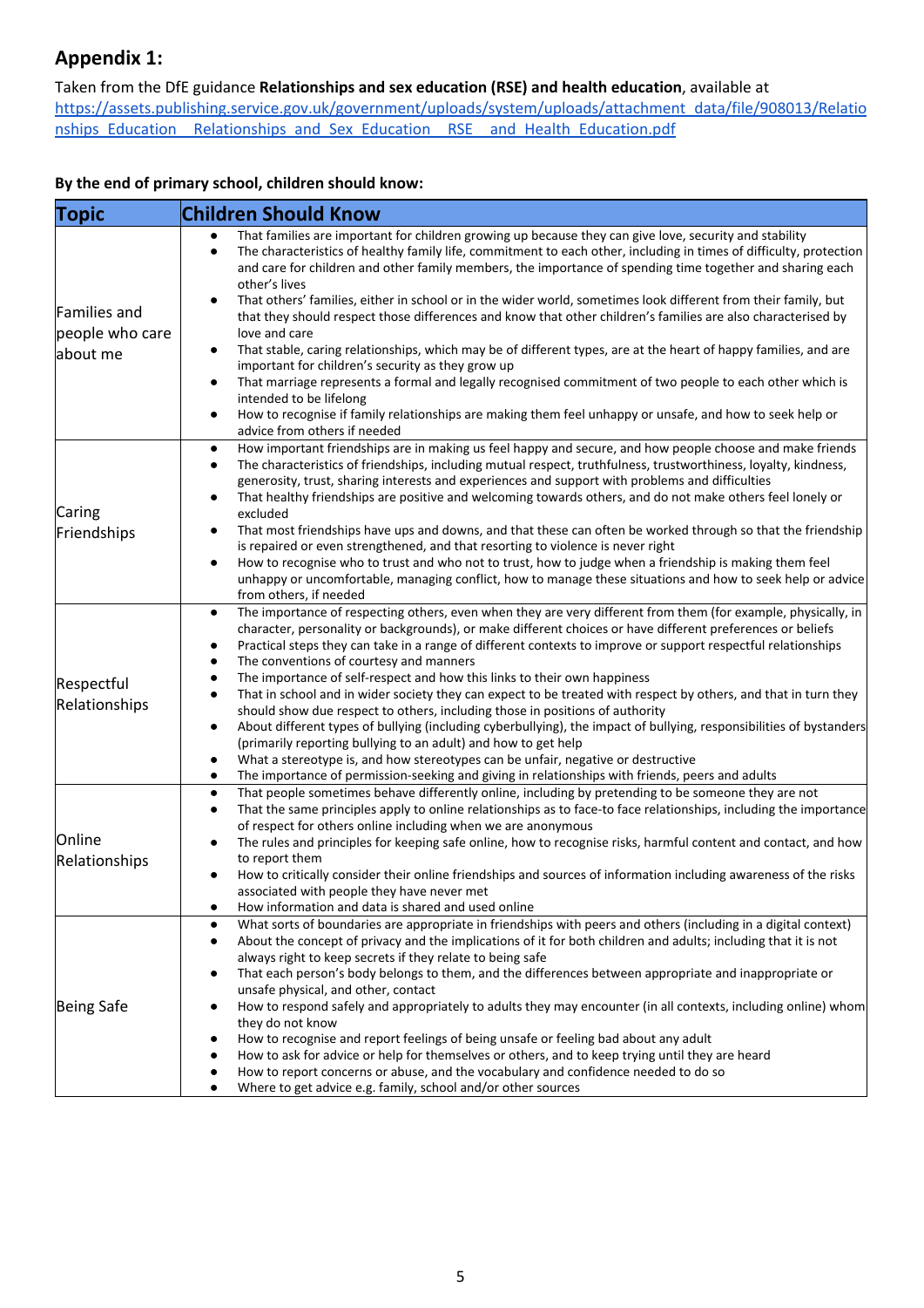## Appendix 1:

Taken from the DfE guidance **Relationships and sex education (RSE) and health education**, available at [https://assets.publishing.service.gov.uk/government/uploads/system/uploads/attachment_data/file/908013/Relationships_Education__Relationships_and_Sex_Education__RSE__and_Health_Education.pdf](https://assets.publishing.service.gov.uk/government/uploads/system/uploads/attachment_data/file/908013/Relationships_Education__Relationships_and_Sex_Education__RSE__and_Health_Education.pdf)

**By the end of primary school, children should know:**

| Topic | Children Should Know |
|---|---|
| Families and people who care about me | • That families are important for children growing up because they can give love, security and stability<br>• The characteristics of healthy family life, commitment to each other, including in times of difficulty, protection and care for children and other family members, the importance of spending time together and sharing each other's lives<br>• That others' families, either in school or in the wider world, sometimes look different from their family, but that they should respect those differences and know that other children's families are also characterised by love and care<br>• That stable, caring relationships, which may be of different types, are at the heart of happy families, and are important for children's security as they grow up<br>• That marriage represents a formal and legally recognised commitment of two people to each other which is intended to be lifelong<br>• How to recognise if family relationships are making them feel unhappy or unsafe, and how to seek help or advice from others if needed |
| Caring Friendships | • How important friendships are in making us feel happy and secure, and how people choose and make friends<br>• The characteristics of friendships, including mutual respect, truthfulness, trustworthiness, loyalty, kindness, generosity, trust, sharing interests and experiences and support with problems and difficulties<br>• That healthy friendships are positive and welcoming towards others, and do not make others feel lonely or excluded<br>• That most friendships have ups and downs, and that these can often be worked through so that the friendship is repaired or even strengthened, and that resorting to violence is never right<br>• How to recognise who to trust and who not to trust, how to judge when a friendship is making them feel unhappy or uncomfortable, managing conflict, how to manage these situations and how to seek help or advice from others, if needed |
| Respectful Relationships | • The importance of respecting others, even when they are very different from them (for example, physically, in character, personality or backgrounds), or make different choices or have different preferences or beliefs<br>• Practical steps they can take in a range of different contexts to improve or support respectful relationships<br>• The conventions of courtesy and manners<br>• The importance of self-respect and how this links to their own happiness<br>• That in school and in wider society they can expect to be treated with respect by others, and that in turn they should show due respect to others, including those in positions of authority<br>• About different types of bullying (including cyberbullying), the impact of bullying, responsibilities of bystanders (primarily reporting bullying to an adult) and how to get help<br>• What a stereotype is, and how stereotypes can be unfair, negative or destructive<br>• The importance of permission-seeking and giving in relationships with friends, peers and adults |
| Online Relationships | • That people sometimes behave differently online, including by pretending to be someone they are not<br>• That the same principles apply to online relationships as to face-to face relationships, including the importance of respect for others online including when we are anonymous<br>• The rules and principles for keeping safe online, how to recognise risks, harmful content and contact, and how to report them<br>• How to critically consider their online friendships and sources of information including awareness of the risks associated with people they have never met<br>• How information and data is shared and used online |
| Being Safe | • What sorts of boundaries are appropriate in friendships with peers and others (including in a digital context)<br>• About the concept of privacy and the implications of it for both children and adults; including that it is not always right to keep secrets if they relate to being safe<br>• That each person's body belongs to them, and the differences between appropriate and inappropriate or unsafe physical, and other, contact<br>• How to respond safely and appropriately to adults they may encounter (in all contexts, including online) whom they do not know<br>• How to recognise and report feelings of being unsafe or feeling bad about any adult<br>• How to ask for advice or help for themselves or others, and to keep trying until they are heard<br>• How to report concerns or abuse, and the vocabulary and confidence needed to do so<br>• Where to get advice e.g. family, school and/or other sources |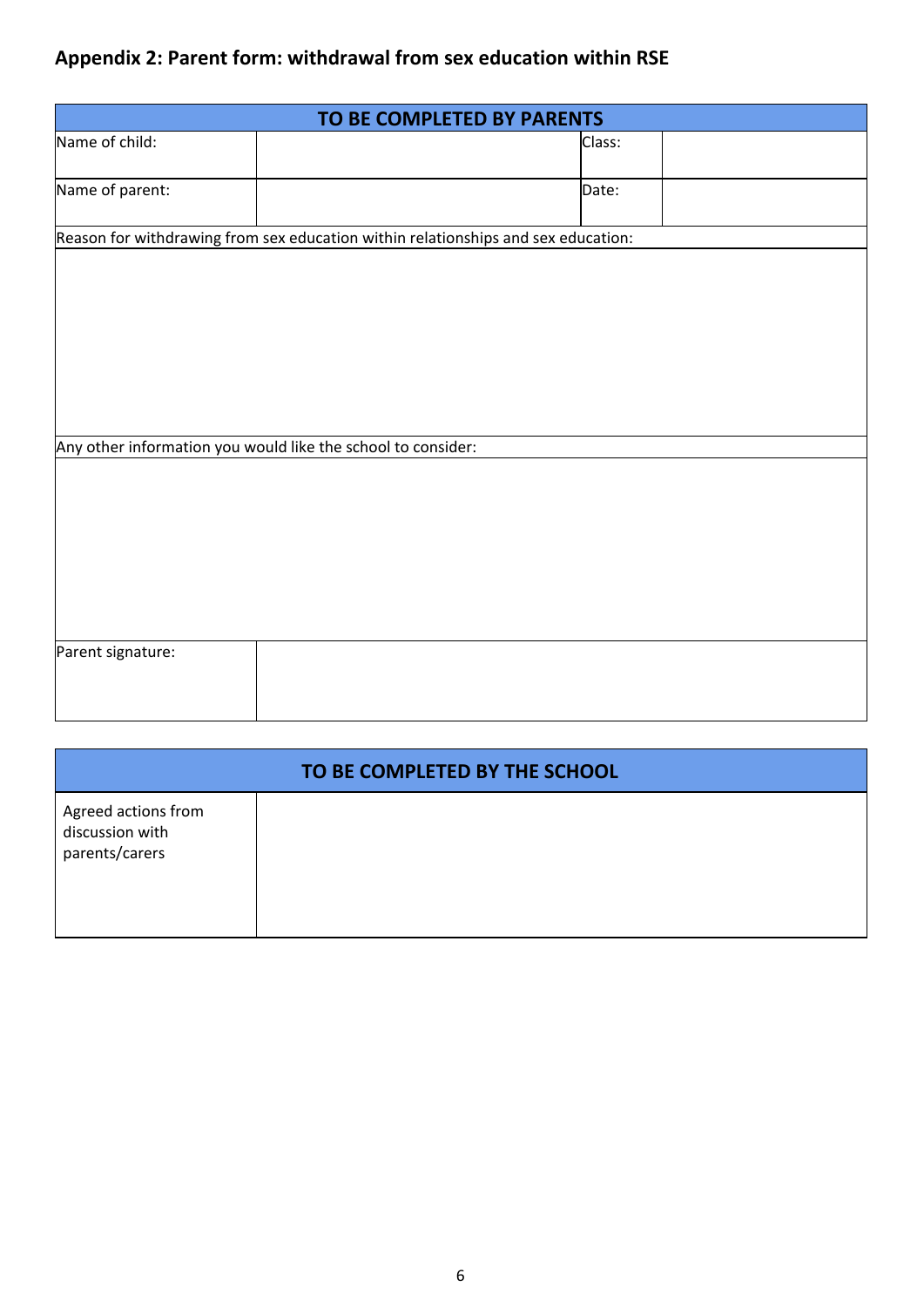## Appendix 2: Parent form: withdrawal from sex education within RSE

| TO BE COMPLETED BY PARENTS | | | |
|---|---|---|---|
| Name of child: | | Class: | |
| Name of parent: | | Date: | |
| Reason for withdrawing from sex education within relationships and sex education: | | | |
| | | | |
| Any other information you would like the school to consider: | | | |
| | | | |
| Parent signature: | | | |

| TO BE COMPLETED BY THE SCHOOL | |
|---|---|
| Agreed actions from discussion with parents/carers | |